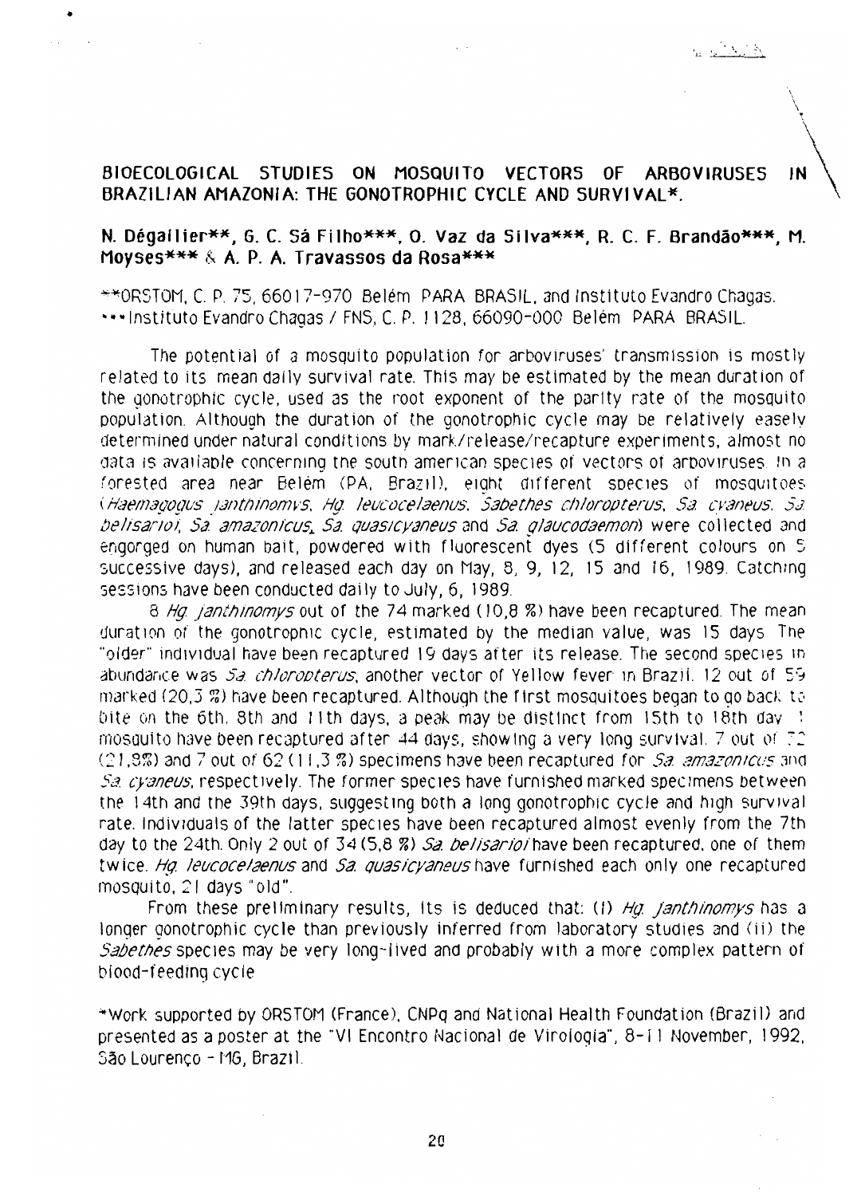# BIOECOLOGICAL STUDIES ON MOSQUITO VECTORS OF ARBOVIRUSES IN BRAZILIAN AMAZONIA: THE GONOTROPHIC CYCLE AND SURVIVAL*.

**N. Dégallier**, G. C. Sá Filho***, O. Vaz da Silva***, R. C. F. Brandão***, M. Moyses*** & A. P. A. Travassos da Rosa*****

**ORSTOM, C. P. 75, 66017-970 Belém PARA BRASIL, and Instituto Evandro Chagas.
***Instituto Evandro Chagas / FNS, C. P. 1128, 66090-000 Belém PARA BRASIL.

The potential of a mosquito population for arboviruses' transmission is mostly related to its mean daily survival rate. This may be estimated by the mean duration of the gonotrophic cycle, used as the root exponent of the parity rate of the mosquito population. Although the duration of the gonotrophic cycle may be relatively easely determined under natural conditions by mark/release/recapture experiments, almost no data is available concerning the south american species of vectors of arboviruses. In a forested area near Belém (PA, Brazil), eight different species of mosquitoes (*Haemagogus janthinomys*, *Hg. leucocelaenus*, *Sabethes chloropterus*, *Sa. cyaneus*, *Sa. belisarioi*, *Sa. amazonicus*, *Sa. quasicyaneus* and *Sa. glaucodaemon*) were collected and engorged on human bait, powdered with fluorescent dyes (5 different colours on 5 successive days), and released each day on May, 8, 9, 12, 15 and 16, 1989. Catching sessions have been conducted daily to July, 6, 1989.

8 *Hg. janthinomys* out of the 74 marked (10,8 %) have been recaptured. The mean duration of the gonotrophic cycle, estimated by the median value, was 15 days. The "older" individual have been recaptured 19 days after its release. The second species in abundance was *Sa. chloropterus*, another vector of Yellow fever in Brazil. 12 out of 59 marked (20,3 %) have been recaptured. Although the first mosquitoes began to go back to bite on the 6th, 8th and 11th days, a peak may be distinct from 15th to 18th day. 1 mosquito have been recaptured after 44 days, showing a very long survival. 7 out of 32 (21,8%) and 7 out of 62 (11,3 %) specimens have been recaptured for *Sa. amazonicus* and *Sa. cyaneus*, respectively. The former species have furnished marked specimens between the 14th and the 39th days, suggesting both a long gonotrophic cycle and high survival rate. Individuals of the latter species have been recaptured almost evenly from the 7th day to the 24th. Only 2 out of 34 (5,8 %) *Sa. belisarioi* have been recaptured, one of them twice. *Hg. leucocelaenus* and *Sa. quasicyaneus* have furnished each only one recaptured mosquito, 21 days "old".

From these preliminary results, its is deduced that: (i) *Hg. janthinomys* has a longer gonotrophic cycle than previously inferred from laboratory studies and (ii) the *Sabethes* species may be very long-lived and probably with a more complex pattern of blood-feeding cycle.

*Work supported by ORSTOM (France), CNPq and National Health Foundation (Brazil) and presented as a poster at the "VI Encontro Nacional de Virologia", 8-11 November, 1992, São Lourenço - MG, Brazil.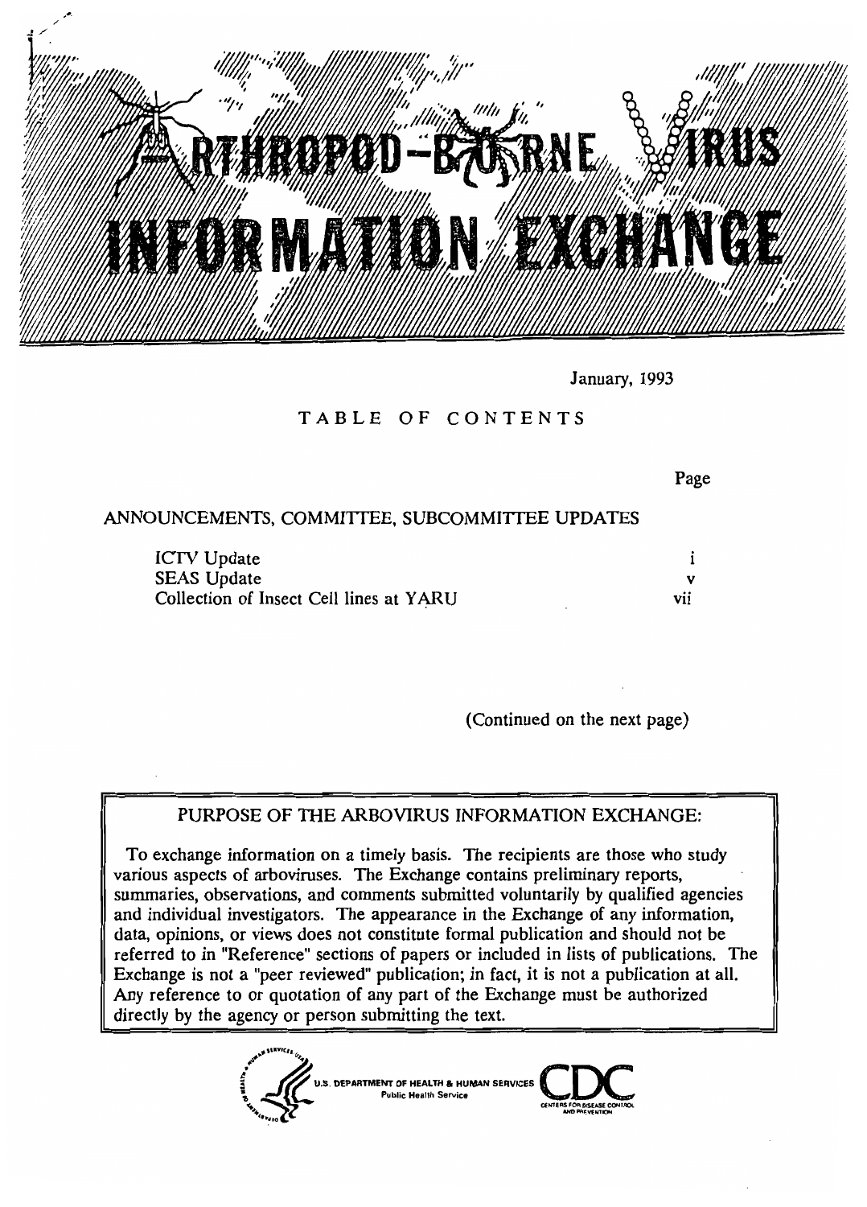# ARTHROPOD-BORNE VIRUS INFORMATION EXCHANGE

January, 1993

## TABLE OF CONTENTS

| | Page |
|---|---|
| **ANNOUNCEMENTS, COMMITTEE, SUBCOMMITTEE UPDATES** | |
| ICTV Update | i |
| SEAS Update | v |
| Collection of Insect Cell lines at YARU | vii |

(Continued on the next page)

### PURPOSE OF THE ARBOVIRUS INFORMATION EXCHANGE:

To exchange information on a timely basis. The recipients are those who study various aspects of arboviruses. The Exchange contains preliminary reports, summaries, observations, and comments submitted voluntarily by qualified agencies and individual investigators. The appearance in the Exchange of any information, data, opinions, or views does not constitute formal publication and should not be referred to in "Reference" sections of papers or included in lists of publications. The Exchange is not a "peer reviewed" publication; in fact, it is not a publication at all. Any reference to or quotation of any part of the Exchange must be authorized directly by the agency or person submitting the text.

U.S. DEPARTMENT OF HEALTH & HUMAN SERVICES
Public Health Service

CDC
CENTERS FOR DISEASE CONTROL AND PREVENTION